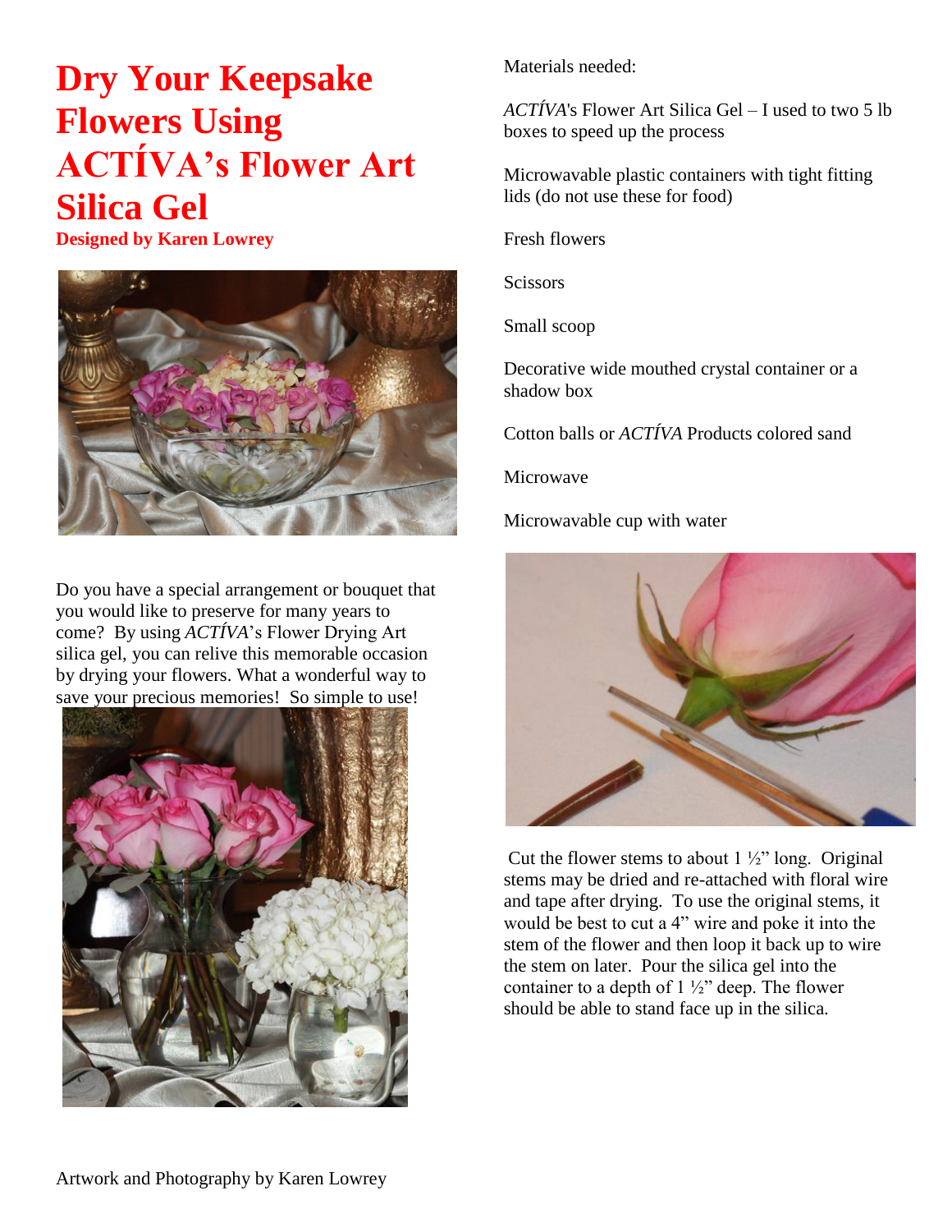# Dry Your Keepsake Flowers Using ACTÍVA's Flower Art Silica Gel

**Designed by Karen Lowrey**

Do you have a special arrangement or bouquet that you would like to preserve for many years to come? By using *ACTÍVA*'s Flower Drying Art silica gel, you can relive this memorable occasion by drying your flowers. What a wonderful way to save your precious memories! So simple to use!

Artwork and Photography by Karen Lowrey

Materials needed:

*ACTÍVA*'s Flower Art Silica Gel – I used to two 5 lb boxes to speed up the process

Microwavable plastic containers with tight fitting lids (do not use these for food)

Fresh flowers

Scissors

Small scoop

Decorative wide mouthed crystal container or a shadow box

Cotton balls or *ACTÍVA* Products colored sand

Microwave

Microwavable cup with water

Cut the flower stems to about 1 ½" long. Original stems may be dried and re-attached with floral wire and tape after drying. To use the original stems, it would be best to cut a 4" wire and poke it into the stem of the flower and then loop it back up to wire the stem on later. Pour the silica gel into the container to a depth of 1 ½" deep. The flower should be able to stand face up in the silica.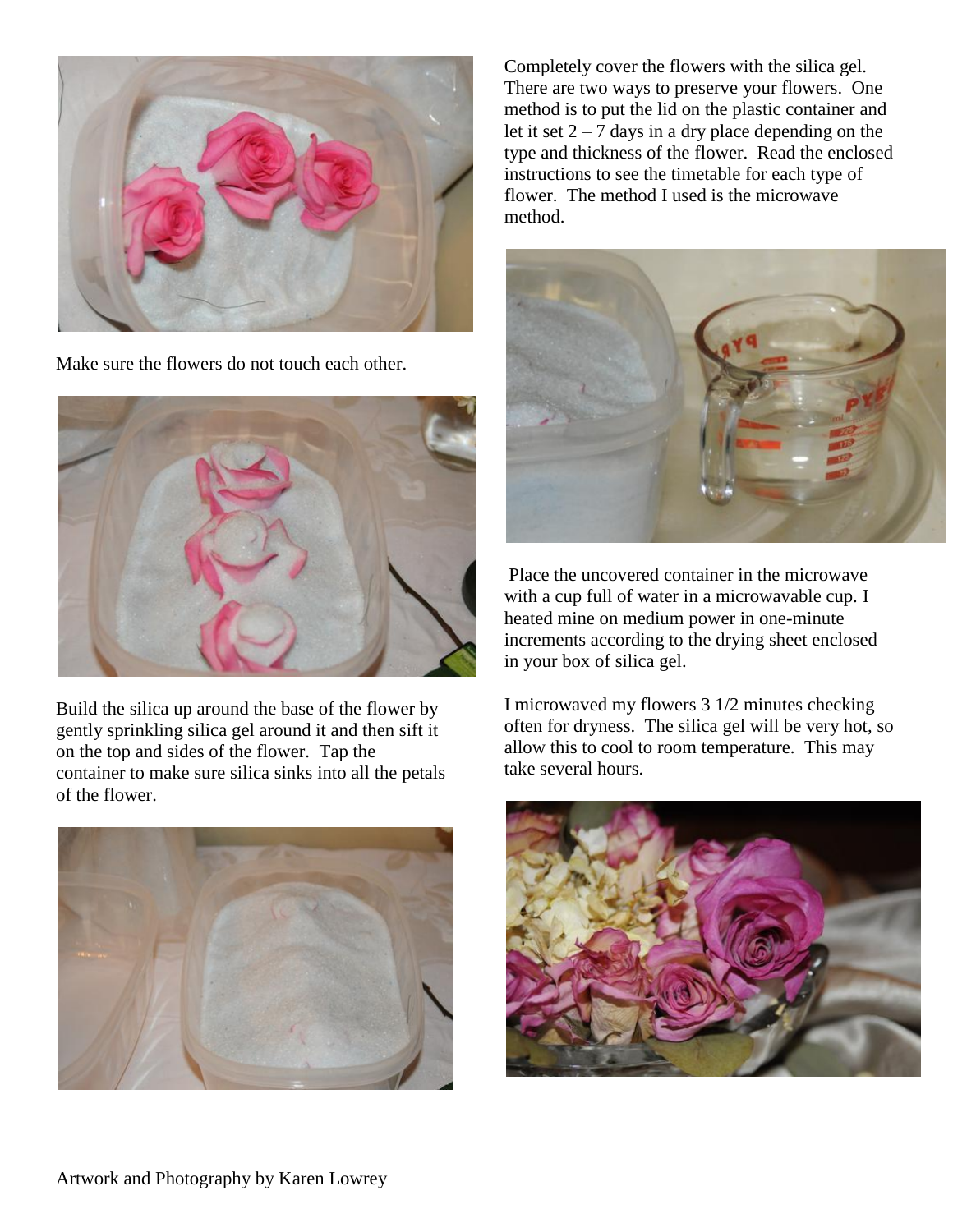Make sure the flowers do not touch each other.

Build the silica up around the base of the flower by gently sprinkling silica gel around it and then sift it on the top and sides of the flower. Tap the container to make sure silica sinks into all the petals of the flower.

Completely cover the flowers with the silica gel. There are two ways to preserve your flowers. One method is to put the lid on the plastic container and let it set 2 – 7 days in a dry place depending on the type and thickness of the flower. Read the enclosed instructions to see the timetable for each type of flower. The method I used is the microwave method.

Place the uncovered container in the microwave with a cup full of water in a microwavable cup. I heated mine on medium power in one-minute increments according to the drying sheet enclosed in your box of silica gel.

I microwaved my flowers 3 1/2 minutes checking often for dryness. The silica gel will be very hot, so allow this to cool to room temperature. This may take several hours.

Artwork and Photography by Karen Lowrey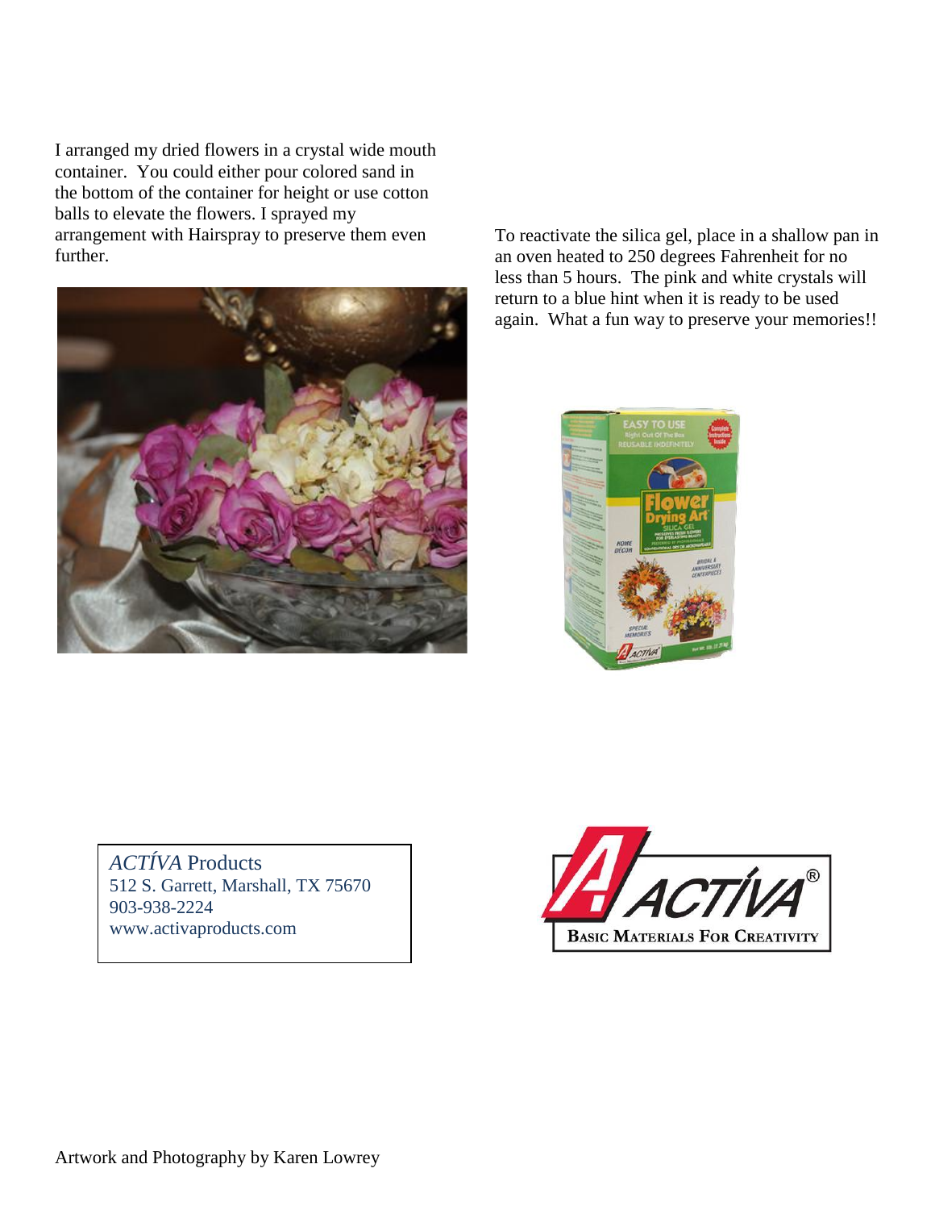I arranged my dried flowers in a crystal wide mouth container. You could either pour colored sand in the bottom of the container for height or use cotton balls to elevate the flowers. I sprayed my arrangement with Hairspray to preserve them even further.

To reactivate the silica gel, place in a shallow pan in an oven heated to 250 degrees Fahrenheit for no less than 5 hours. The pink and white crystals will return to a blue hint when it is ready to be used again. What a fun way to preserve your memories!!

*ACTÍVA* Products
512 S. Garrett, Marshall, TX 75670
903-938-2224
www.activaproducts.com

Artwork and Photography by Karen Lowrey